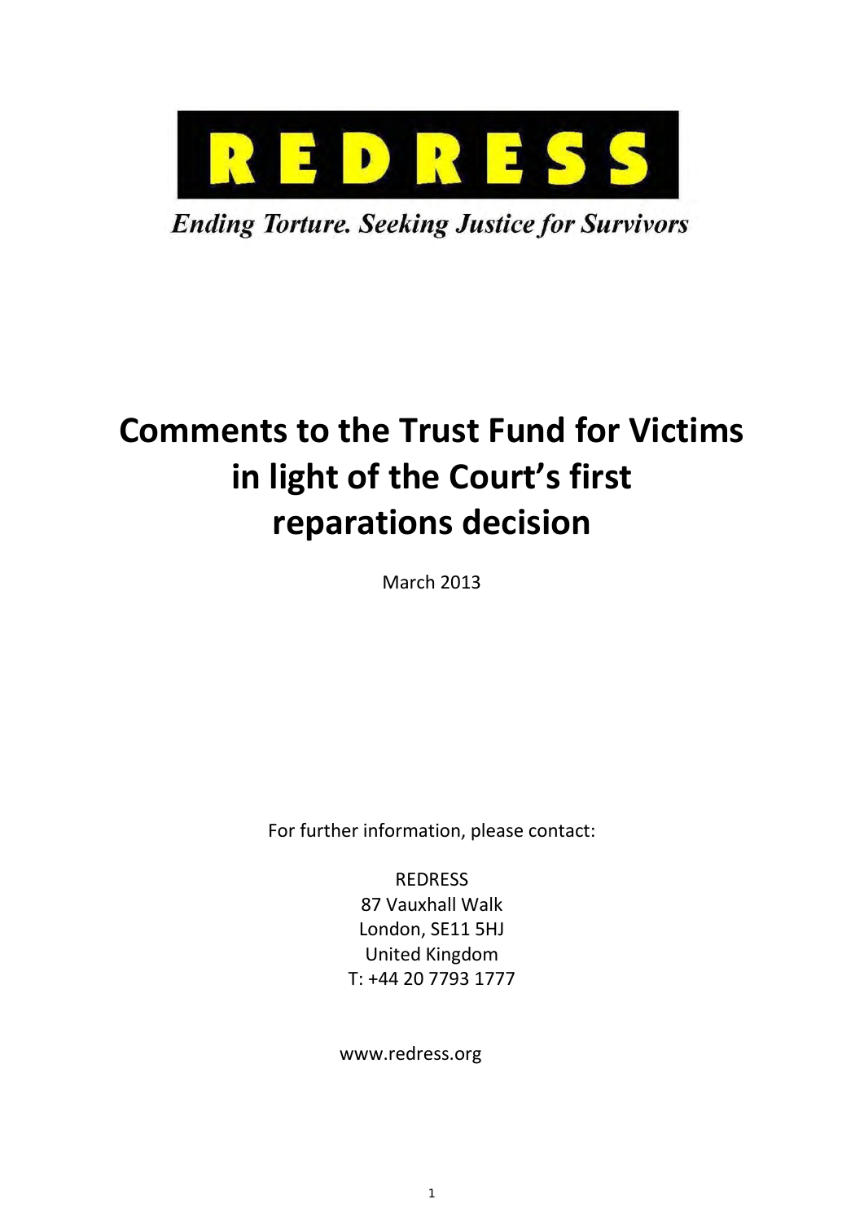**REDRESS**

*Ending Torture. Seeking Justice for Survivors*

# Comments to the Trust Fund for Victims in light of the Court's first reparations decision

March 2013

For further information, please contact:

REDRESS
87 Vauxhall Walk
London, SE11 5HJ
United Kingdom
T: +44 20 7793 1777

www.redress.org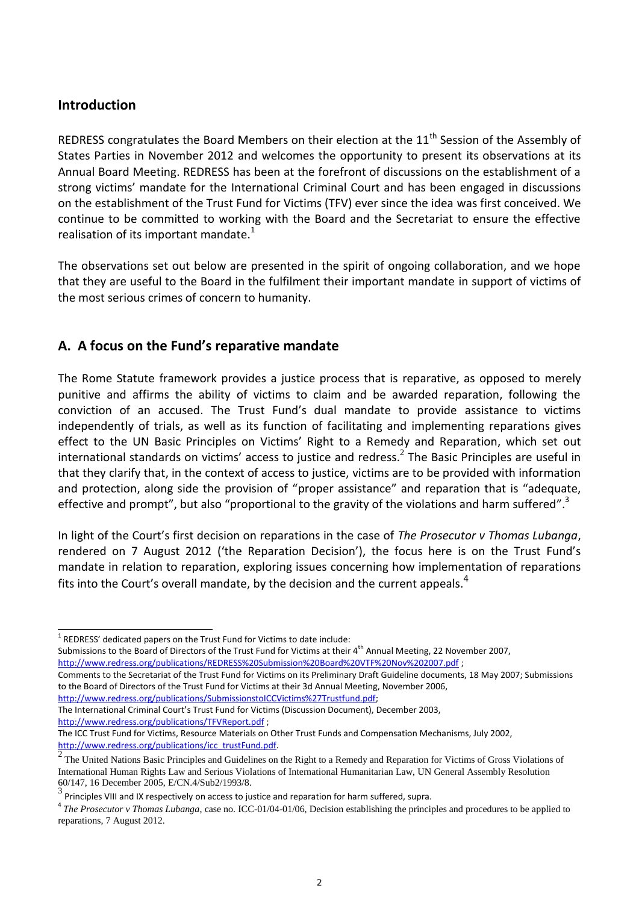## Introduction

REDRESS congratulates the Board Members on their election at the 11th Session of the Assembly of States Parties in November 2012 and welcomes the opportunity to present its observations at its Annual Board Meeting. REDRESS has been at the forefront of discussions on the establishment of a strong victims' mandate for the International Criminal Court and has been engaged in discussions on the establishment of the Trust Fund for Victims (TFV) ever since the idea was first conceived. We continue to be committed to working with the Board and the Secretariat to ensure the effective realisation of its important mandate.[1]

The observations set out below are presented in the spirit of ongoing collaboration, and we hope that they are useful to the Board in the fulfilment their important mandate in support of victims of the most serious crimes of concern to humanity.

## A. A focus on the Fund's reparative mandate

The Rome Statute framework provides a justice process that is reparative, as opposed to merely punitive and affirms the ability of victims to claim and be awarded reparation, following the conviction of an accused. The Trust Fund's dual mandate to provide assistance to victims independently of trials, as well as its function of facilitating and implementing reparations gives effect to the UN Basic Principles on Victims' Right to a Remedy and Reparation, which set out international standards on victims' access to justice and redress.[2] The Basic Principles are useful in that they clarify that, in the context of access to justice, victims are to be provided with information and protection, along side the provision of "proper assistance" and reparation that is "adequate, effective and prompt", but also "proportional to the gravity of the violations and harm suffered".[3]

In light of the Court's first decision on reparations in the case of *The Prosecutor v Thomas Lubanga*, rendered on 7 August 2012 ('the Reparation Decision'), the focus here is on the Trust Fund's mandate in relation to reparation, exploring issues concerning how implementation of reparations fits into the Court's overall mandate, by the decision and the current appeals.[4]

---

[1] REDRESS' dedicated papers on the Trust Fund for Victims to date include:
Submissions to the Board of Directors of the Trust Fund for Victims at their 4th Annual Meeting, 22 November 2007, http://www.redress.org/publications/REDRESS%20Submission%20Board%20VTF%20Nov%202007.pdf ;
Comments to the Secretariat of the Trust Fund for Victims on its Preliminary Draft Guideline documents, 18 May 2007; Submissions to the Board of Directors of the Trust Fund for Victims at their 3d Annual Meeting, November 2006, http://www.redress.org/publications/SubmissionstoICCVictims%27Trustfund.pdf;
The International Criminal Court's Trust Fund for Victims (Discussion Document), December 2003, http://www.redress.org/publications/TFVReport.pdf ;
The ICC Trust Fund for Victims, Resource Materials on Other Trust Funds and Compensation Mechanisms, July 2002, http://www.redress.org/publications/icc_trustFund.pdf.

[2] The United Nations Basic Principles and Guidelines on the Right to a Remedy and Reparation for Victims of Gross Violations of International Human Rights Law and Serious Violations of International Humanitarian Law, UN General Assembly Resolution 60/147, 16 December 2005, E/CN.4/Sub2/1993/8.

[3] Principles VIII and IX respectively on access to justice and reparation for harm suffered, supra.

[4] *The Prosecutor v Thomas Lubanga*, case no. ICC-01/04-01/06, Decision establishing the principles and procedures to be applied to reparations, 7 August 2012.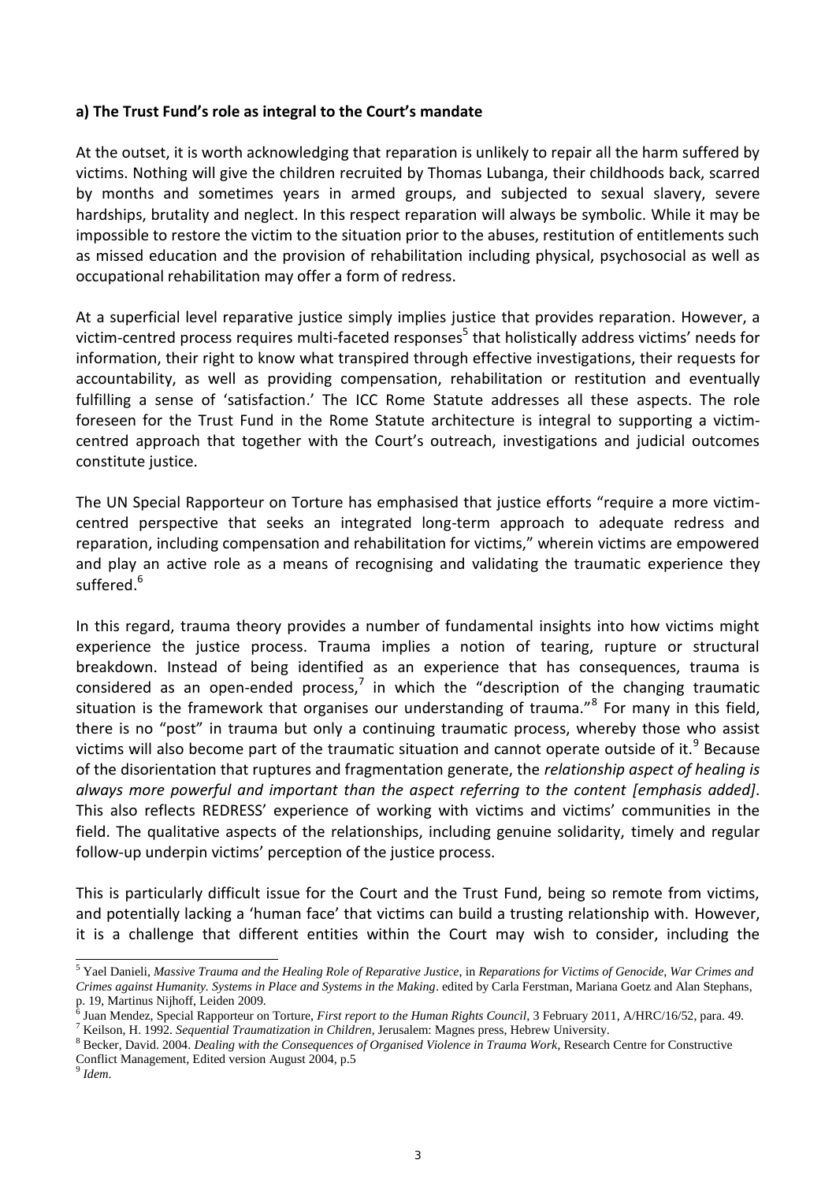**a) The Trust Fund's role as integral to the Court's mandate**

At the outset, it is worth acknowledging that reparation is unlikely to repair all the harm suffered by victims. Nothing will give the children recruited by Thomas Lubanga, their childhoods back, scarred by months and sometimes years in armed groups, and subjected to sexual slavery, severe hardships, brutality and neglect. In this respect reparation will always be symbolic. While it may be impossible to restore the victim to the situation prior to the abuses, restitution of entitlements such as missed education and the provision of rehabilitation including physical, psychosocial as well as occupational rehabilitation may offer a form of redress.

At a superficial level reparative justice simply implies justice that provides reparation. However, a victim-centred process requires multi-faceted responses[5] that holistically address victims' needs for information, their right to know what transpired through effective investigations, their requests for accountability, as well as providing compensation, rehabilitation or restitution and eventually fulfilling a sense of 'satisfaction.' The ICC Rome Statute addresses all these aspects. The role foreseen for the Trust Fund in the Rome Statute architecture is integral to supporting a victim-centred approach that together with the Court's outreach, investigations and judicial outcomes constitute justice.

The UN Special Rapporteur on Torture has emphasised that justice efforts "require a more victim-centred perspective that seeks an integrated long-term approach to adequate redress and reparation, including compensation and rehabilitation for victims," wherein victims are empowered and play an active role as a means of recognising and validating the traumatic experience they suffered.[6]

In this regard, trauma theory provides a number of fundamental insights into how victims might experience the justice process. Trauma implies a notion of tearing, rupture or structural breakdown. Instead of being identified as an experience that has consequences, trauma is considered as an open-ended process,[7] in which the "description of the changing traumatic situation is the framework that organises our understanding of trauma."[8] For many in this field, there is no "post" in trauma but only a continuing traumatic process, whereby those who assist victims will also become part of the traumatic situation and cannot operate outside of it.[9] Because of the disorientation that ruptures and fragmentation generate, the *relationship aspect of healing is always more powerful and important than the aspect referring to the content [emphasis added]*. This also reflects REDRESS' experience of working with victims and victims' communities in the field. The qualitative aspects of the relationships, including genuine solidarity, timely and regular follow-up underpin victims' perception of the justice process.

This is particularly difficult issue for the Court and the Trust Fund, being so remote from victims, and potentially lacking a 'human face' that victims can build a trusting relationship with. However, it is a challenge that different entities within the Court may wish to consider, including the

---

[5] Yael Danieli, *Massive Trauma and the Healing Role of Reparative Justice*, in *Reparations for Victims of Genocide, War Crimes and Crimes against Humanity. Systems in Place and Systems in the Making*. edited by Carla Ferstman, Mariana Goetz and Alan Stephans, p. 19, Martinus Nijhoff, Leiden 2009.

[6] Juan Mendez, Special Rapporteur on Torture, *First report to the Human Rights Council*, 3 February 2011, A/HRC/16/52, para. 49.

[7] Keilson, H. 1992. *Sequential Traumatization in Children*, Jerusalem: Magnes press, Hebrew University.

[8] Becker, David. 2004. *Dealing with the Consequences of Organised Violence in Trauma Work*, Research Centre for Constructive Conflict Management, Edited version August 2004, p.5

[9] *Idem*.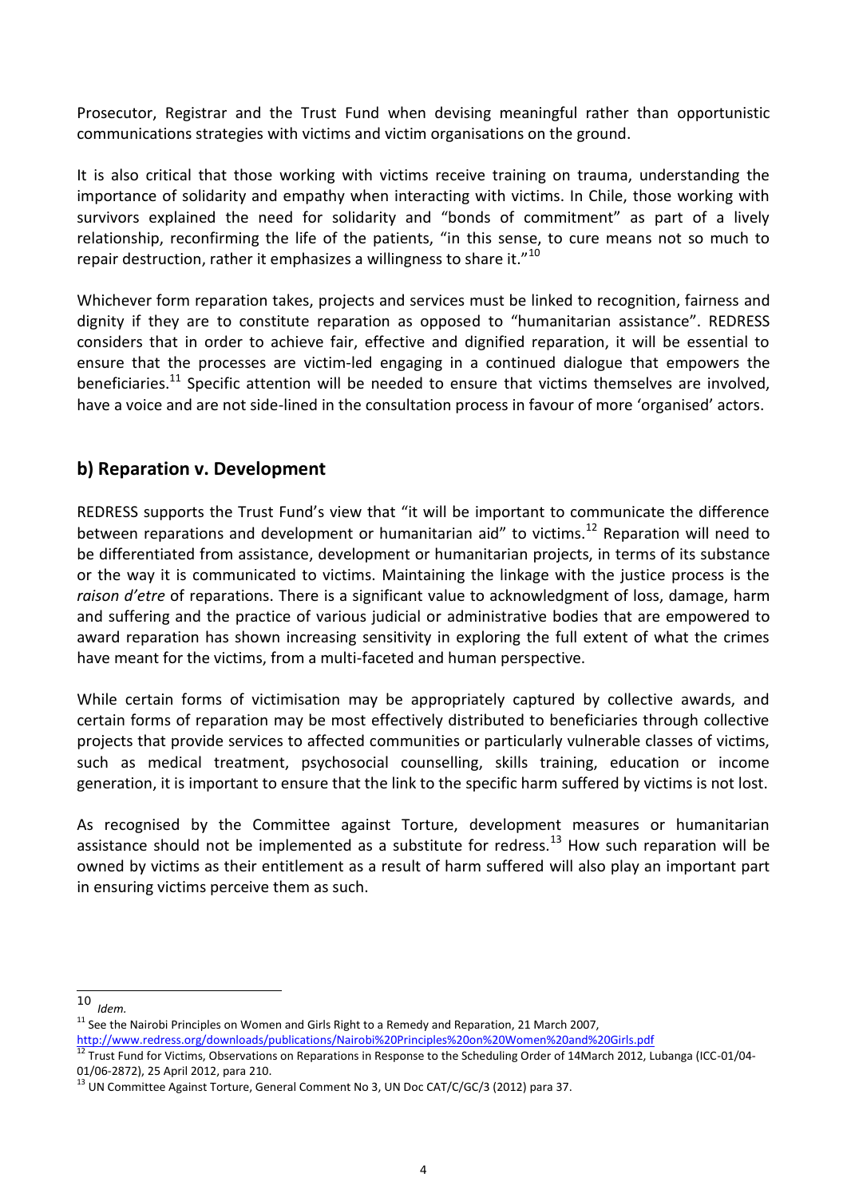Prosecutor, Registrar and the Trust Fund when devising meaningful rather than opportunistic communications strategies with victims and victim organisations on the ground.

It is also critical that those working with victims receive training on trauma, understanding the importance of solidarity and empathy when interacting with victims. In Chile, those working with survivors explained the need for solidarity and "bonds of commitment" as part of a lively relationship, reconfirming the life of the patients, "in this sense, to cure means not so much to repair destruction, rather it emphasizes a willingness to share it."[10]

Whichever form reparation takes, projects and services must be linked to recognition, fairness and dignity if they are to constitute reparation as opposed to "humanitarian assistance". REDRESS considers that in order to achieve fair, effective and dignified reparation, it will be essential to ensure that the processes are victim-led engaging in a continued dialogue that empowers the beneficiaries.[11] Specific attention will be needed to ensure that victims themselves are involved, have a voice and are not side-lined in the consultation process in favour of more 'organised' actors.

## b) Reparation v. Development

REDRESS supports the Trust Fund's view that "it will be important to communicate the difference between reparations and development or humanitarian aid" to victims.[12] Reparation will need to be differentiated from assistance, development or humanitarian projects, in terms of its substance or the way it is communicated to victims. Maintaining the linkage with the justice process is the *raison d'etre* of reparations. There is a significant value to acknowledgment of loss, damage, harm and suffering and the practice of various judicial or administrative bodies that are empowered to award reparation has shown increasing sensitivity in exploring the full extent of what the crimes have meant for the victims, from a multi-faceted and human perspective.

While certain forms of victimisation may be appropriately captured by collective awards, and certain forms of reparation may be most effectively distributed to beneficiaries through collective projects that provide services to affected communities or particularly vulnerable classes of victims, such as medical treatment, psychosocial counselling, skills training, education or income generation, it is important to ensure that the link to the specific harm suffered by victims is not lost.

As recognised by the Committee against Torture, development measures or humanitarian assistance should not be implemented as a substitute for redress.[13] How such reparation will be owned by victims as their entitlement as a result of harm suffered will also play an important part in ensuring victims perceive them as such.

---

[10] *Idem.*

[11] See the Nairobi Principles on Women and Girls Right to a Remedy and Reparation, 21 March 2007, http://www.redress.org/downloads/publications/Nairobi%20Principles%20on%20Women%20and%20Girls.pdf

[12] Trust Fund for Victims, Observations on Reparations in Response to the Scheduling Order of 14March 2012, Lubanga (ICC-01/04-01/06-2872), 25 April 2012, para 210.

[13] UN Committee Against Torture, General Comment No 3, UN Doc CAT/C/GC/3 (2012) para 37.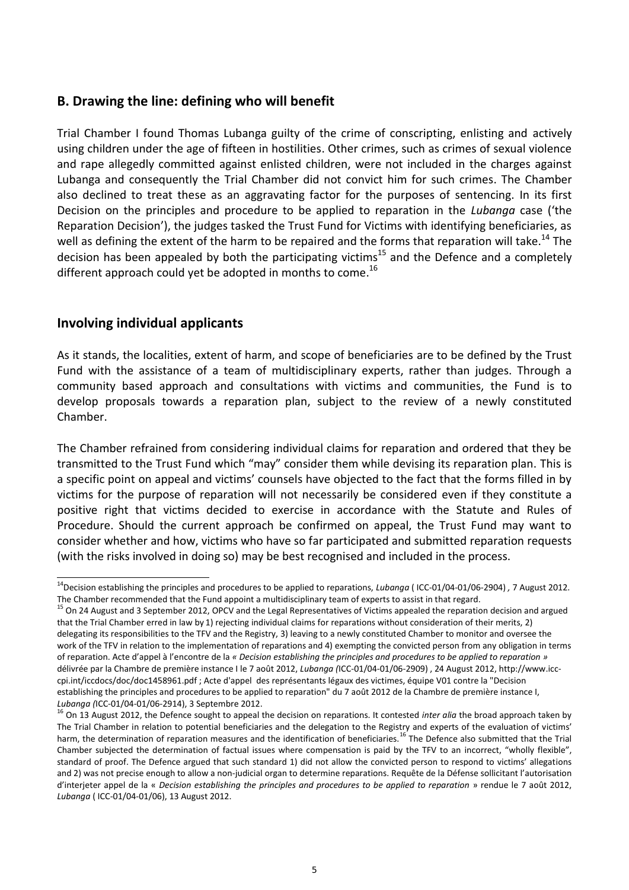## B. Drawing the line: defining who will benefit

Trial Chamber I found Thomas Lubanga guilty of the crime of conscripting, enlisting and actively using children under the age of fifteen in hostilities. Other crimes, such as crimes of sexual violence and rape allegedly committed against enlisted children, were not included in the charges against Lubanga and consequently the Trial Chamber did not convict him for such crimes. The Chamber also declined to treat these as an aggravating factor for the purposes of sentencing. In its first Decision on the principles and procedure to be applied to reparation in the *Lubanga* case ('the Reparation Decision'), the judges tasked the Trust Fund for Victims with identifying beneficiaries, as well as defining the extent of the harm to be repaired and the forms that reparation will take.[14] The decision has been appealed by both the participating victims[15] and the Defence and a completely different approach could yet be adopted in months to come.[16]

## Involving individual applicants

As it stands, the localities, extent of harm, and scope of beneficiaries are to be defined by the Trust Fund with the assistance of a team of multidisciplinary experts, rather than judges. Through a community based approach and consultations with victims and communities, the Fund is to develop proposals towards a reparation plan, subject to the review of a newly constituted Chamber.

The Chamber refrained from considering individual claims for reparation and ordered that they be transmitted to the Trust Fund which "may" consider them while devising its reparation plan. This is a specific point on appeal and victims' counsels have objected to the fact that the forms filled in by victims for the purpose of reparation will not necessarily be considered even if they constitute a positive right that victims decided to exercise in accordance with the Statute and Rules of Procedure. Should the current approach be confirmed on appeal, the Trust Fund may want to consider whether and how, victims who have so far participated and submitted reparation requests (with the risks involved in doing so) may be best recognised and included in the process.

---

[14] Decision establishing the principles and procedures to be applied to reparations, *Lubanga* ( ICC-01/04-01/06-2904) *,* 7 August 2012. The Chamber recommended that the Fund appoint a multidisciplinary team of experts to assist in that regard.

[15] On 24 August and 3 September 2012, OPCV and the Legal Representatives of Victims appealed the reparation decision and argued that the Trial Chamber erred in law by 1) rejecting individual claims for reparations without consideration of their merits, 2) delegating its responsibilities to the TFV and the Registry, 3) leaving to a newly constituted Chamber to monitor and oversee the work of the TFV in relation to the implementation of reparations and 4) exempting the convicted person from any obligation in terms of reparation. Acte d'appel à l'encontre de la *« Decision establishing the principles and procedures to be applied to reparation »* délivrée par la Chambre de première instance I le 7 août 2012, *Lubanga (*ICC-01/04-01/06-2909) , 24 August 2012, http://www.icc-cpi.int/iccdocs/doc/doc1458961.pdf ; Acte d'appel des représentants légaux des victimes, équipe V01 contre la "Decision establishing the principles and procedures to be applied to reparation" du 7 août 2012 de la Chambre de première instance I, *Lubanga (*ICC-01/04-01/06-2914), 3 Septembre 2012.

[16] On 13 August 2012, the Defence sought to appeal the decision on reparations. It contested *inter alia* the broad approach taken by The Trial Chamber in relation to potential beneficiaries and the delegation to the Registry and experts of the evaluation of victims' harm, the determination of reparation measures and the identification of beneficiaries.[16] The Defence also submitted that the Trial Chamber subjected the determination of factual issues where compensation is paid by the TFV to an incorrect, "wholly flexible", standard of proof. The Defence argued that such standard 1) did not allow the convicted person to respond to victims' allegations and 2) was not precise enough to allow a non-judicial organ to determine reparations. Requête de la Défense sollicitant l'autorisation d'interjeter appel de la « *Decision establishing the principles and procedures to be applied to reparation* » rendue le 7 août 2012, *Lubanga* ( ICC-01/04-01/06), 13 August 2012.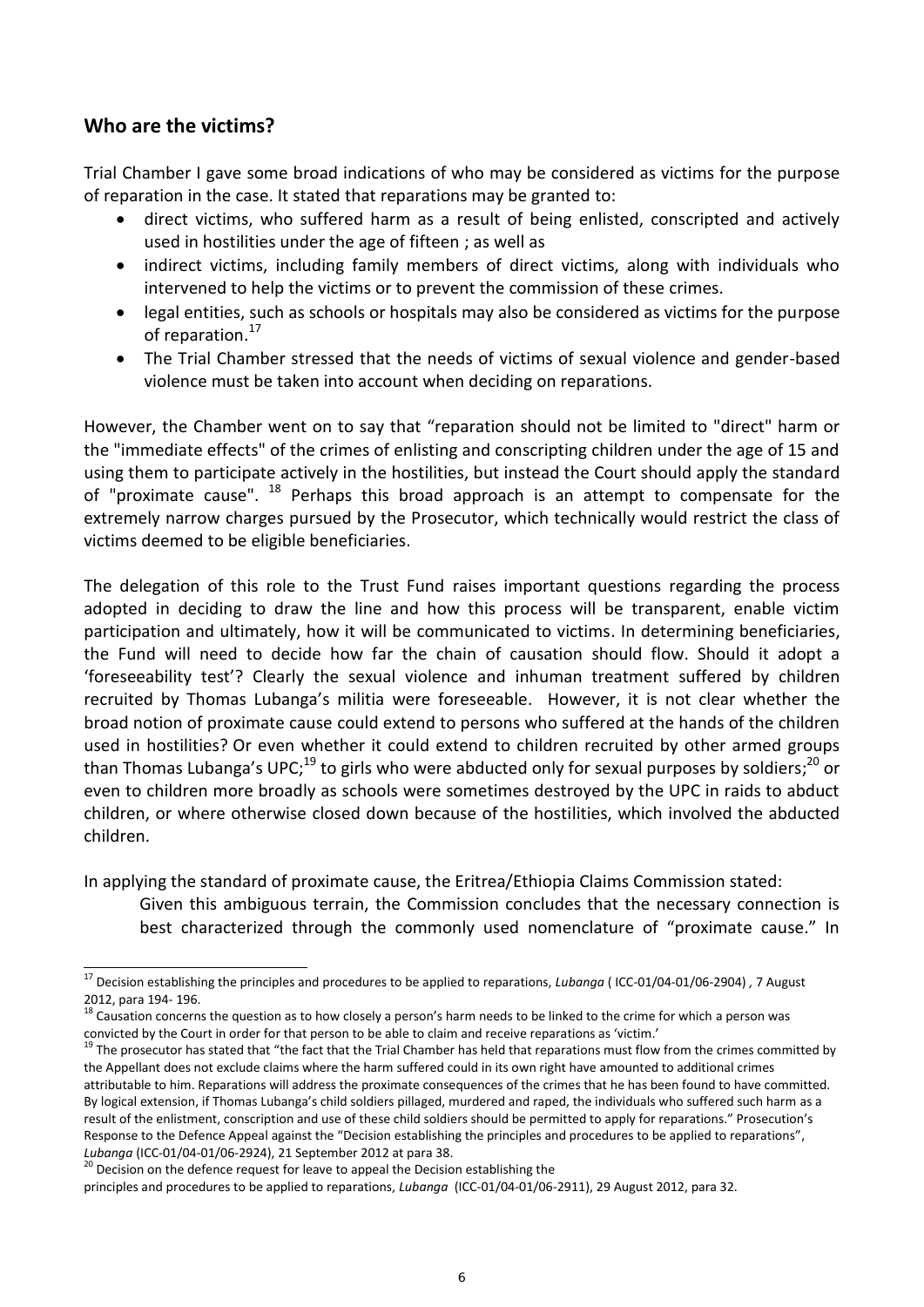## Who are the victims?

Trial Chamber I gave some broad indications of who may be considered as victims for the purpose of reparation in the case. It stated that reparations may be granted to:

- direct victims, who suffered harm as a result of being enlisted, conscripted and actively used in hostilities under the age of fifteen ; as well as
- indirect victims, including family members of direct victims, along with individuals who intervened to help the victims or to prevent the commission of these crimes.
- legal entities, such as schools or hospitals may also be considered as victims for the purpose of reparation.[17]
- The Trial Chamber stressed that the needs of victims of sexual violence and gender-based violence must be taken into account when deciding on reparations.

However, the Chamber went on to say that "reparation should not be limited to "direct" harm or the "immediate effects" of the crimes of enlisting and conscripting children under the age of 15 and using them to participate actively in the hostilities, but instead the Court should apply the standard of "proximate cause". [18] Perhaps this broad approach is an attempt to compensate for the extremely narrow charges pursued by the Prosecutor, which technically would restrict the class of victims deemed to be eligible beneficiaries.

The delegation of this role to the Trust Fund raises important questions regarding the process adopted in deciding to draw the line and how this process will be transparent, enable victim participation and ultimately, how it will be communicated to victims. In determining beneficiaries, the Fund will need to decide how far the chain of causation should flow. Should it adopt a 'foreseeability test'? Clearly the sexual violence and inhuman treatment suffered by children recruited by Thomas Lubanga's militia were foreseeable. However, it is not clear whether the broad notion of proximate cause could extend to persons who suffered at the hands of the children used in hostilities? Or even whether it could extend to children recruited by other armed groups than Thomas Lubanga's UPC;[19] to girls who were abducted only for sexual purposes by soldiers;[20] or even to children more broadly as schools were sometimes destroyed by the UPC in raids to abduct children, or where otherwise closed down because of the hostilities, which involved the abducted children.

In applying the standard of proximate cause, the Eritrea/Ethiopia Claims Commission stated:

> Given this ambiguous terrain, the Commission concludes that the necessary connection is best characterized through the commonly used nomenclature of "proximate cause." In

---

[17] Decision establishing the principles and procedures to be applied to reparations, *Lubanga* ( ICC-01/04-01/06-2904) *,* 7 August 2012, para 194- 196.

[18] Causation concerns the question as to how closely a person's harm needs to be linked to the crime for which a person was convicted by the Court in order for that person to be able to claim and receive reparations as 'victim.'

[19] The prosecutor has stated that "the fact that the Trial Chamber has held that reparations must flow from the crimes committed by the Appellant does not exclude claims where the harm suffered could in its own right have amounted to additional crimes attributable to him. Reparations will address the proximate consequences of the crimes that he has been found to have committed. By logical extension, if Thomas Lubanga's child soldiers pillaged, murdered and raped, the individuals who suffered such harm as a result of the enlistment, conscription and use of these child soldiers should be permitted to apply for reparations." Prosecution's Response to the Defence Appeal against the "Decision establishing the principles and procedures to be applied to reparations", *Lubanga* (ICC-01/04-01/06-2924), 21 September 2012 at para 38.

[20] Decision on the defence request for leave to appeal the Decision establishing the principles and procedures to be applied to reparations, *Lubanga* (ICC-01/04-01/06-2911), 29 August 2012, para 32.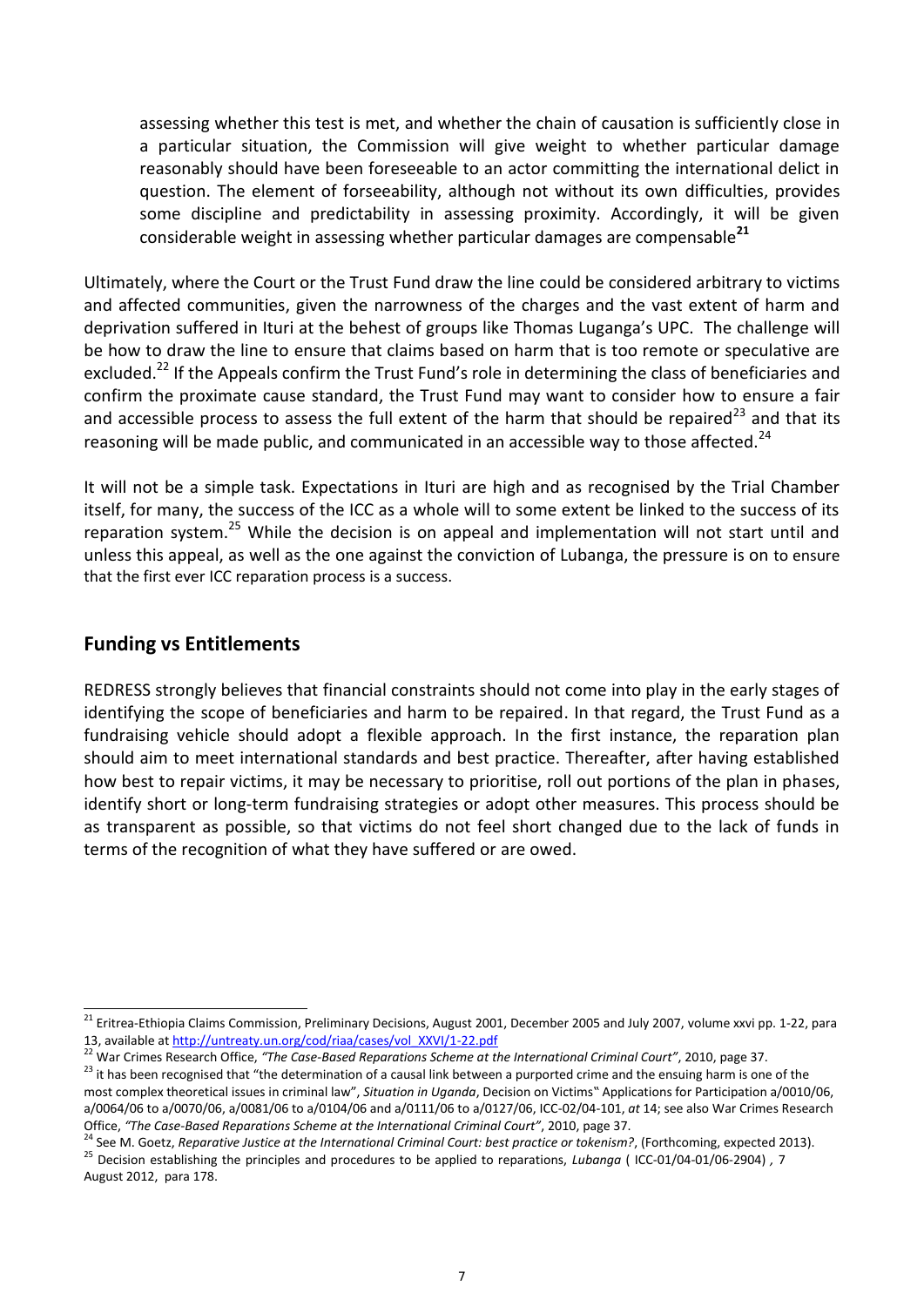assessing whether this test is met, and whether the chain of causation is sufficiently close in a particular situation, the Commission will give weight to whether particular damage reasonably should have been foreseeable to an actor committing the international delict in question. The element of forseeability, although not without its own difficulties, provides some discipline and predictability in assessing proximity. Accordingly, it will be given considerable weight in assessing whether particular damages are compensable[21]

Ultimately, where the Court or the Trust Fund draw the line could be considered arbitrary to victims and affected communities, given the narrowness of the charges and the vast extent of harm and deprivation suffered in Ituri at the behest of groups like Thomas Luganga's UPC. The challenge will be how to draw the line to ensure that claims based on harm that is too remote or speculative are excluded.[22] If the Appeals confirm the Trust Fund's role in determining the class of beneficiaries and confirm the proximate cause standard, the Trust Fund may want to consider how to ensure a fair and accessible process to assess the full extent of the harm that should be repaired[23] and that its reasoning will be made public, and communicated in an accessible way to those affected.[24]

It will not be a simple task. Expectations in Ituri are high and as recognised by the Trial Chamber itself, for many, the success of the ICC as a whole will to some extent be linked to the success of its reparation system.[25] While the decision is on appeal and implementation will not start until and unless this appeal, as well as the one against the conviction of Lubanga, the pressure is on to ensure that the first ever ICC reparation process is a success.

## Funding vs Entitlements

REDRESS strongly believes that financial constraints should not come into play in the early stages of identifying the scope of beneficiaries and harm to be repaired. In that regard, the Trust Fund as a fundraising vehicle should adopt a flexible approach. In the first instance, the reparation plan should aim to meet international standards and best practice. Thereafter, after having established how best to repair victims, it may be necessary to prioritise, roll out portions of the plan in phases, identify short or long-term fundraising strategies or adopt other measures. This process should be as transparent as possible, so that victims do not feel short changed due to the lack of funds in terms of the recognition of what they have suffered or are owed.

---

[21] Eritrea-Ethiopia Claims Commission, Preliminary Decisions, August 2001, December 2005 and July 2007, volume xxvi pp. 1-22, para 13, available at http://untreaty.un.org/cod/riaa/cases/vol_XXVI/1-22.pdf

[22] War Crimes Research Office, *"The Case-Based Reparations Scheme at the International Criminal Court"*, 2010, page 37.

[23] it has been recognised that "the determination of a causal link between a purported crime and the ensuing harm is one of the most complex theoretical issues in criminal law", *Situation in Uganda*, Decision on Victims" Applications for Participation a/0010/06, a/0064/06 to a/0070/06, a/0081/06 to a/0104/06 and a/0111/06 to a/0127/06, ICC-02/04-101, *at* 14; see also War Crimes Research Office, *"The Case-Based Reparations Scheme at the International Criminal Court"*, 2010, page 37.

[24] See M. Goetz, *Reparative Justice at the International Criminal Court: best practice or tokenism?*, (Forthcoming, expected 2013).

[25] Decision establishing the principles and procedures to be applied to reparations, *Lubanga* ( ICC-01/04-01/06-2904) *,* 7 August 2012, para 178.